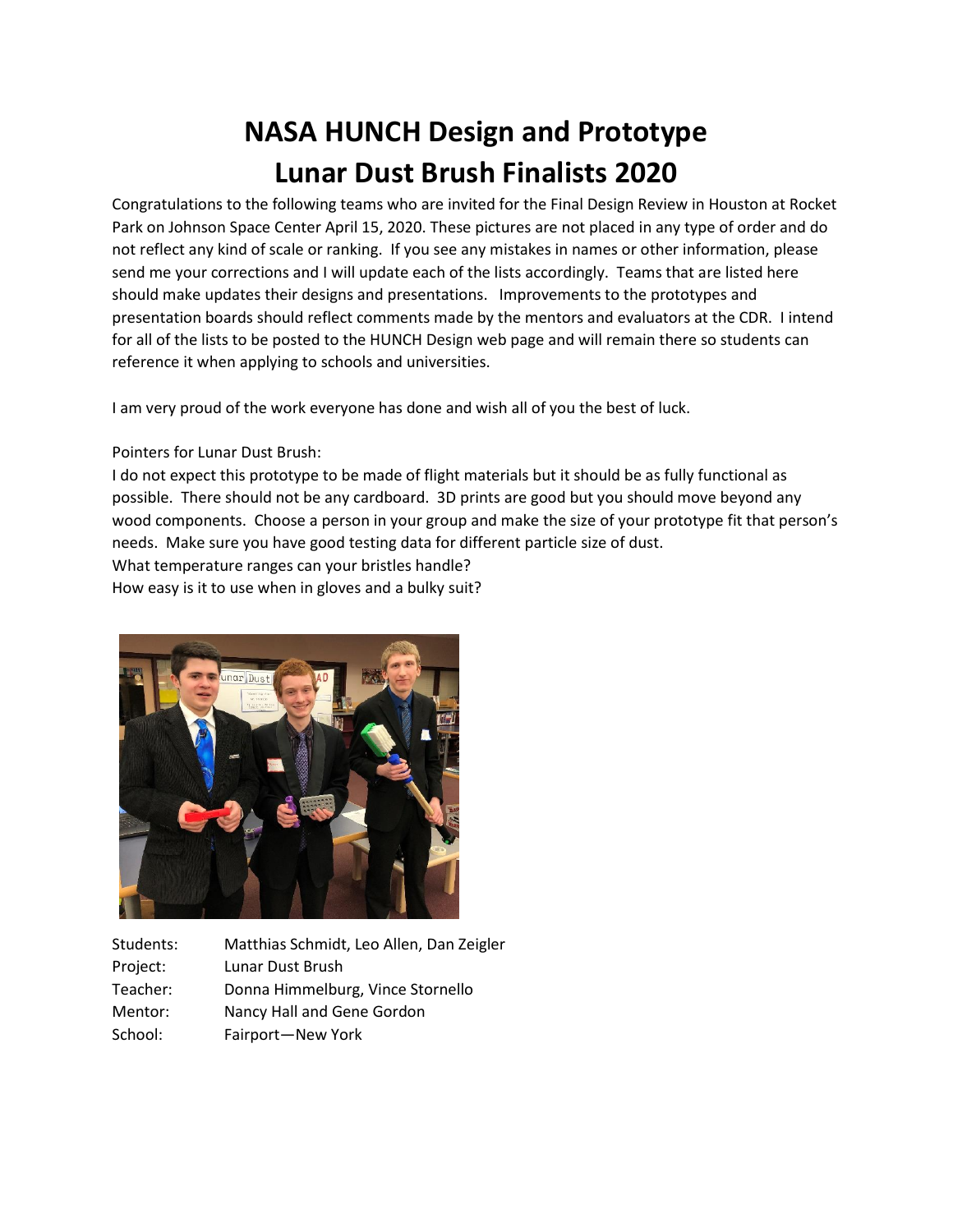# NASA HUNCH Design and Prototype
# Lunar Dust Brush Finalists 2020

Congratulations to the following teams who are invited for the Final Design Review in Houston at Rocket Park on Johnson Space Center April 15, 2020. These pictures are not placed in any type of order and do not reflect any kind of scale or ranking. If you see any mistakes in names or other information, please send me your corrections and I will update each of the lists accordingly. Teams that are listed here should make updates their designs and presentations. Improvements to the prototypes and presentation boards should reflect comments made by the mentors and evaluators at the CDR. I intend for all of the lists to be posted to the HUNCH Design web page and will remain there so students can reference it when applying to schools and universities.

I am very proud of the work everyone has done and wish all of you the best of luck.

Pointers for Lunar Dust Brush:

I do not expect this prototype to be made of flight materials but it should be as fully functional as possible. There should not be any cardboard. 3D prints are good but you should move beyond any wood components. Choose a person in your group and make the size of your prototype fit that person's needs. Make sure you have good testing data for different particle size of dust.

What temperature ranges can your bristles handle?

How easy is it to use when in gloves and a bulky suit?

| | |
|---|---|
| Students: | Matthias Schmidt, Leo Allen, Dan Zeigler |
| Project: | Lunar Dust Brush |
| Teacher: | Donna Himmelburg, Vince Stornello |
| Mentor: | Nancy Hall and Gene Gordon |
| School: | Fairport—New York |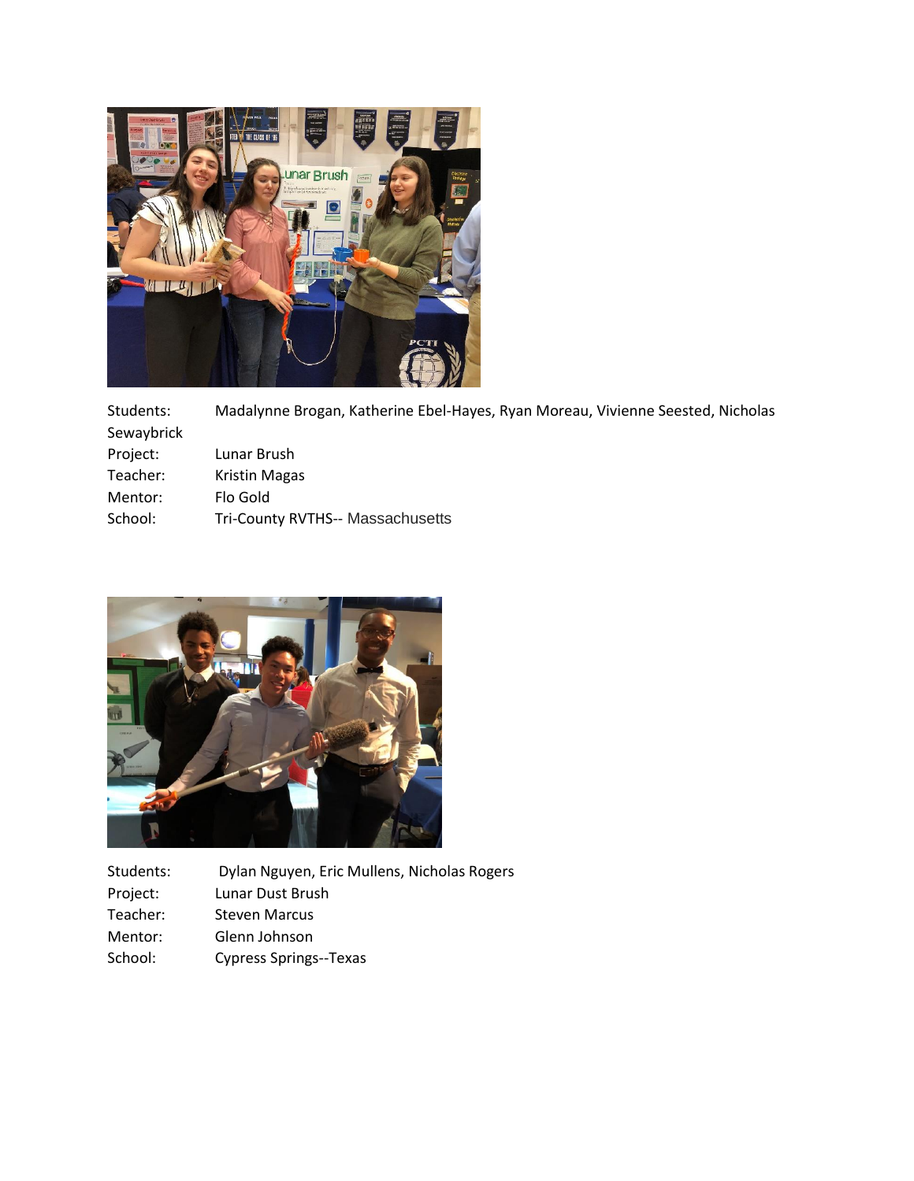Students: Madalynne Brogan, Katherine Ebel-Hayes, Ryan Moreau, Vivienne Seested, Nicholas Sewaybrick
Project: Lunar Brush
Teacher: Kristin Magas
Mentor: Flo Gold
School: Tri-County RVTHS-- Massachusetts

Students: Dylan Nguyen, Eric Mullens, Nicholas Rogers
Project: Lunar Dust Brush
Teacher: Steven Marcus
Mentor: Glenn Johnson
School: Cypress Springs--Texas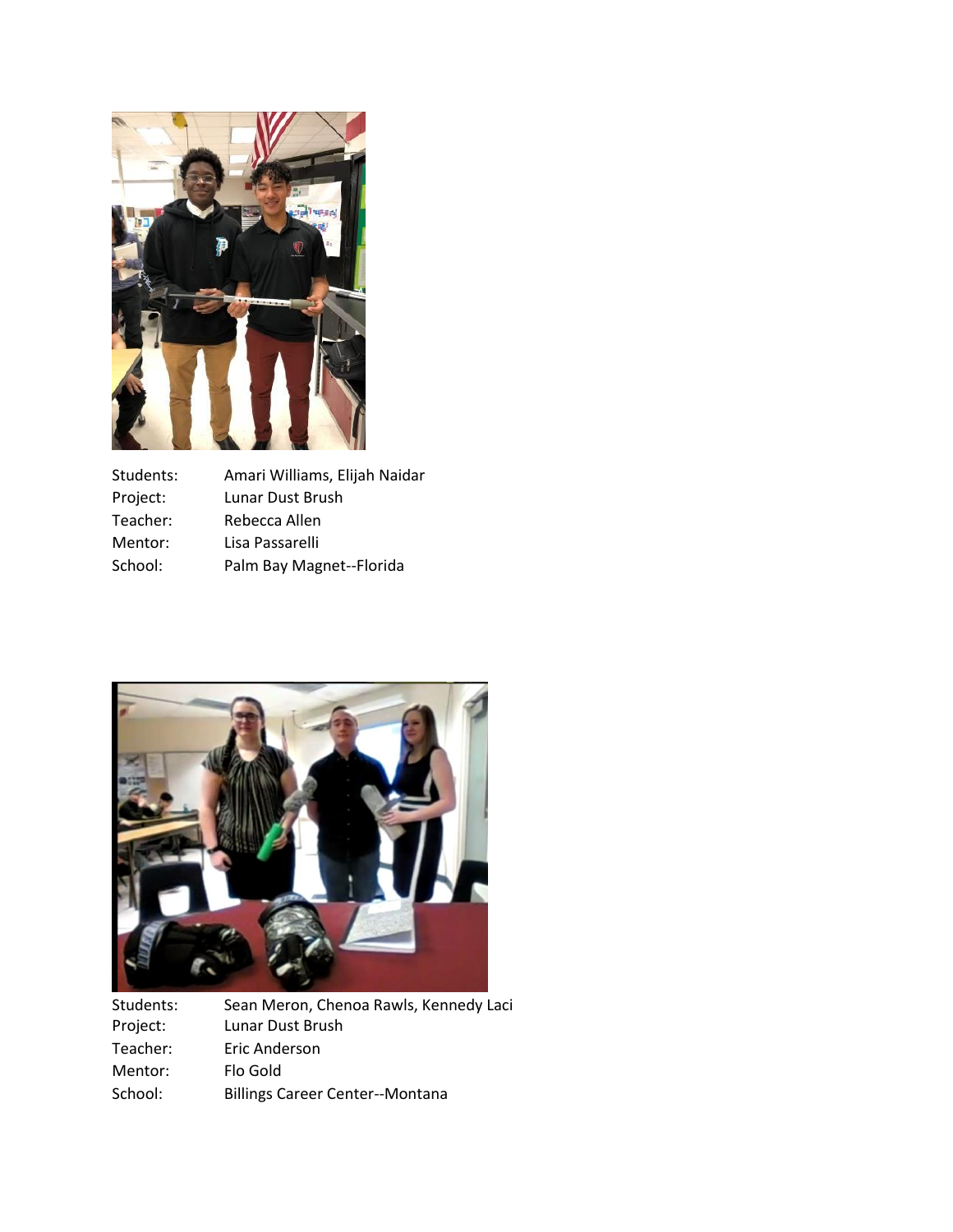| | |
|---|---|
| Students: | Amari Williams, Elijah Naidar |
| Project: | Lunar Dust Brush |
| Teacher: | Rebecca Allen |
| Mentor: | Lisa Passarelli |
| School: | Palm Bay Magnet--Florida |

| | |
|---|---|
| Students: | Sean Meron, Chenoa Rawls, Kennedy Laci |
| Project: | Lunar Dust Brush |
| Teacher: | Eric Anderson |
| Mentor: | Flo Gold |
| School: | Billings Career Center--Montana |